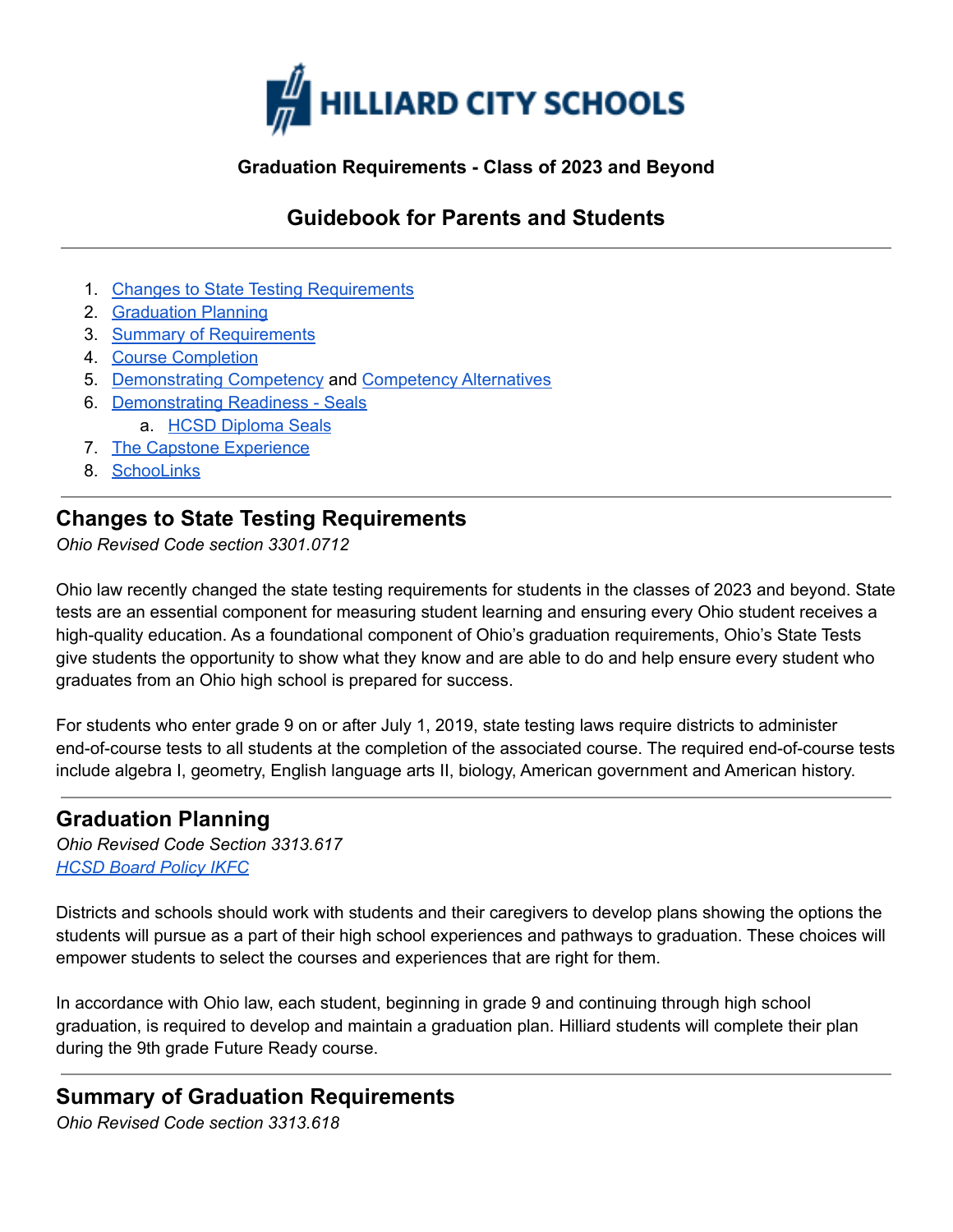HILLIARD CITY SCHOOLS

**Graduation Requirements - Class of 2023 and Beyond**

## Guidebook for Parents and Students

---

1. Changes to State Testing Requirements
2. Graduation Planning
3. Summary of Requirements
4. Course Completion
5. Demonstrating Competency and Competency Alternatives
6. Demonstrating Readiness - Seals
   a. HCSD Diploma Seals
7. The Capstone Experience
8. SchooLinks

---

## Changes to State Testing Requirements

*Ohio Revised Code section 3301.0712*

Ohio law recently changed the state testing requirements for students in the classes of 2023 and beyond. State tests are an essential component for measuring student learning and ensuring every Ohio student receives a high-quality education. As a foundational component of Ohio's graduation requirements, Ohio's State Tests give students the opportunity to show what they know and are able to do and help ensure every student who graduates from an Ohio high school is prepared for success.

For students who enter grade 9 on or after July 1, 2019, state testing laws require districts to administer end-of-course tests to all students at the completion of the associated course. The required end-of-course tests include algebra I, geometry, English language arts II, biology, American government and American history.

---

## Graduation Planning

*Ohio Revised Code Section 3313.617*
*HCSD Board Policy IKFC*

Districts and schools should work with students and their caregivers to develop plans showing the options the students will pursue as a part of their high school experiences and pathways to graduation. These choices will empower students to select the courses and experiences that are right for them.

In accordance with Ohio law, each student, beginning in grade 9 and continuing through high school graduation, is required to develop and maintain a graduation plan. Hilliard students will complete their plan during the 9th grade Future Ready course.

---

## Summary of Graduation Requirements

*Ohio Revised Code section 3313.618*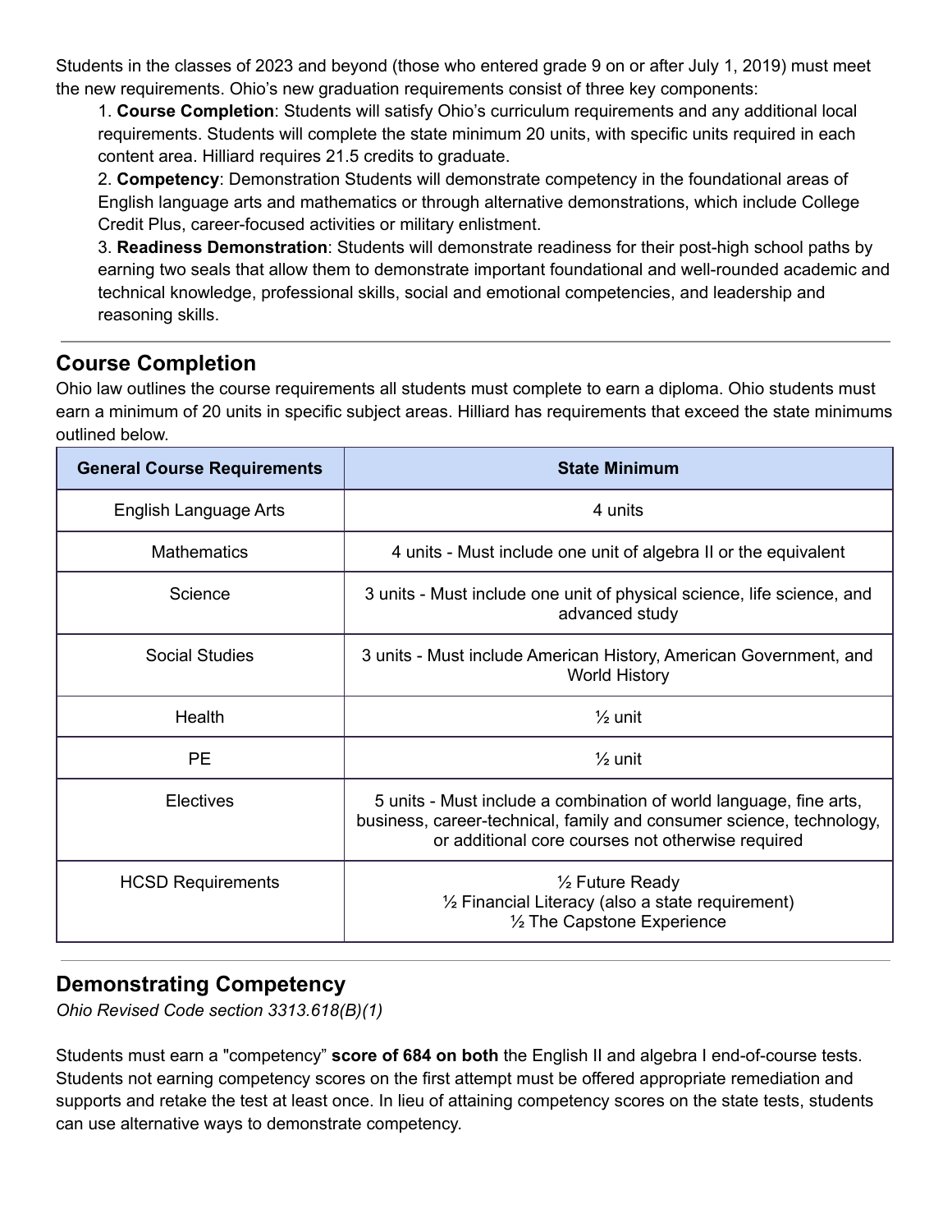Students in the classes of 2023 and beyond (those who entered grade 9 on or after July 1, 2019) must meet the new requirements. Ohio's new graduation requirements consist of three key components:

1. **Course Completion**: Students will satisfy Ohio's curriculum requirements and any additional local requirements. Students will complete the state minimum 20 units, with specific units required in each content area. Hilliard requires 21.5 credits to graduate.
2. **Competency**: Demonstration Students will demonstrate competency in the foundational areas of English language arts and mathematics or through alternative demonstrations, which include College Credit Plus, career-focused activities or military enlistment.
3. **Readiness Demonstration**: Students will demonstrate readiness for their post-high school paths by earning two seals that allow them to demonstrate important foundational and well-rounded academic and technical knowledge, professional skills, social and emotional competencies, and leadership and reasoning skills.

---

## Course Completion

Ohio law outlines the course requirements all students must complete to earn a diploma. Ohio students must earn a minimum of 20 units in specific subject areas. Hilliard has requirements that exceed the state minimums outlined below.

| General Course Requirements | State Minimum |
| --- | --- |
| English Language Arts | 4 units |
| Mathematics | 4 units - Must include one unit of algebra II or the equivalent |
| Science | 3 units - Must include one unit of physical science, life science, and advanced study |
| Social Studies | 3 units - Must include American History, American Government, and World History |
| Health | ½ unit |
| PE | ½ unit |
| Electives | 5 units - Must include a combination of world language, fine arts, business, career-technical, family and consumer science, technology, or additional core courses not otherwise required |
| HCSD Requirements | ½ Future Ready<br>½ Financial Literacy (also a state requirement)<br>½ The Capstone Experience |

---

## Demonstrating Competency

*Ohio Revised Code section 3313.618(B)(1)*

Students must earn a "competency" **score of 684 on both** the English II and algebra I end-of-course tests. Students not earning competency scores on the first attempt must be offered appropriate remediation and supports and retake the test at least once. In lieu of attaining competency scores on the state tests, students can use alternative ways to demonstrate competency.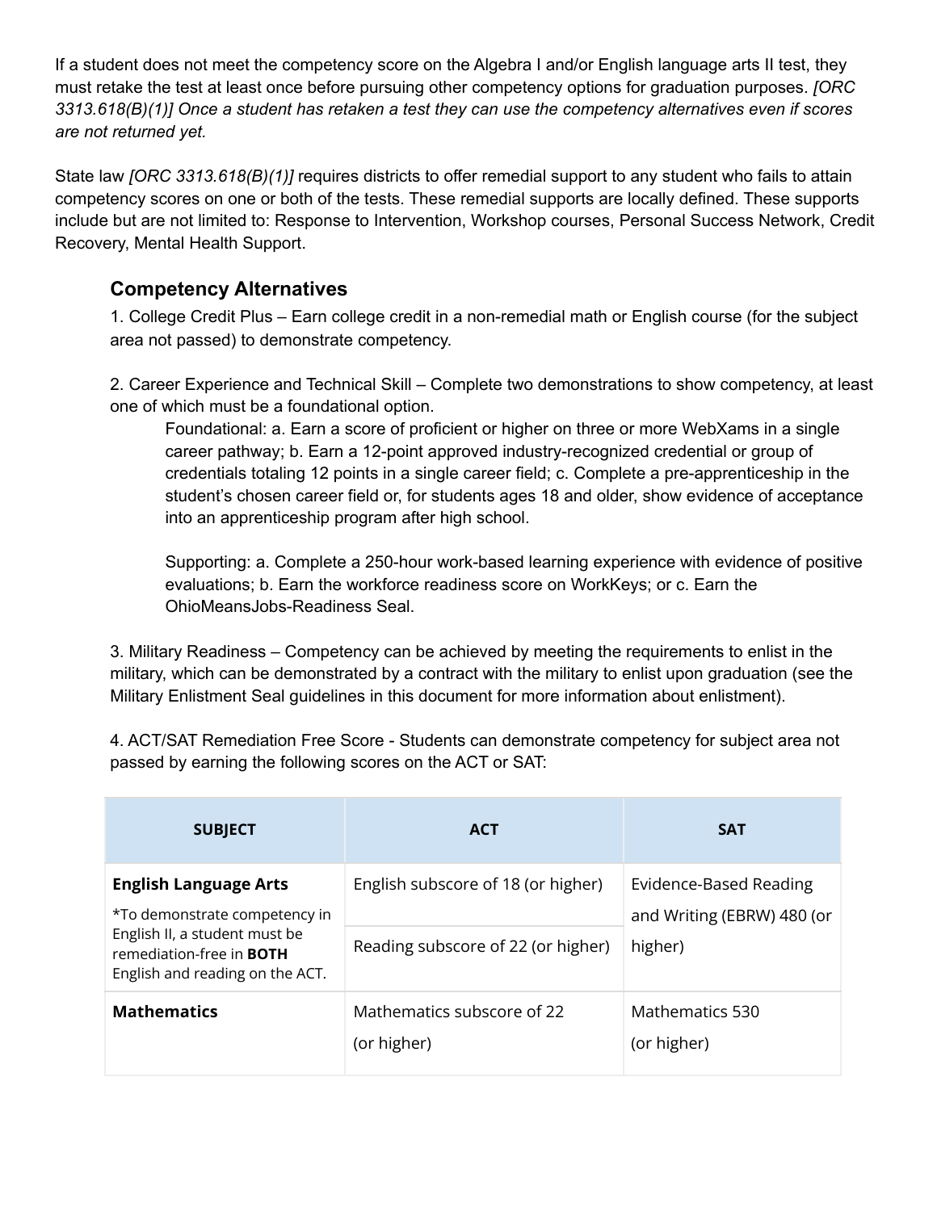If a student does not meet the competency score on the Algebra I and/or English language arts II test, they must retake the test at least once before pursuing other competency options for graduation purposes. *[ORC 3313.618(B)(1)] Once a student has retaken a test they can use the competency alternatives even if scores are not returned yet.*

State law *[ORC 3313.618(B)(1)]* requires districts to offer remedial support to any student who fails to attain competency scores on one or both of the tests. These remedial supports are locally defined. These supports include but are not limited to: Response to Intervention, Workshop courses, Personal Success Network, Credit Recovery, Mental Health Support.

### Competency Alternatives

1. College Credit Plus – Earn college credit in a non-remedial math or English course (for the subject area not passed) to demonstrate competency.

2. Career Experience and Technical Skill – Complete two demonstrations to show competency, at least one of which must be a foundational option.

   Foundational: a. Earn a score of proficient or higher on three or more WebXams in a single career pathway; b. Earn a 12-point approved industry-recognized credential or group of credentials totaling 12 points in a single career field; c. Complete a pre-apprenticeship in the student's chosen career field or, for students ages 18 and older, show evidence of acceptance into an apprenticeship program after high school.

   Supporting: a. Complete a 250-hour work-based learning experience with evidence of positive evaluations; b. Earn the workforce readiness score on WorkKeys; or c. Earn the OhioMeansJobs-Readiness Seal.

3. Military Readiness – Competency can be achieved by meeting the requirements to enlist in the military, which can be demonstrated by a contract with the military to enlist upon graduation (see the Military Enlistment Seal guidelines in this document for more information about enlistment).

4. ACT/SAT Remediation Free Score - Students can demonstrate competency for subject area not passed by earning the following scores on the ACT or SAT:

| SUBJECT | ACT | SAT |
|---|---|---|
| **English Language Arts** *To demonstrate competency in English II, a student must be remediation-free in **BOTH** English and reading on the ACT. | English subscore of 18 (or higher) | Evidence-Based Reading and Writing (EBRW) 480 (or higher) |
| | Reading subscore of 22 (or higher) | |
| **Mathematics** | Mathematics subscore of 22 (or higher) | Mathematics 530 (or higher) |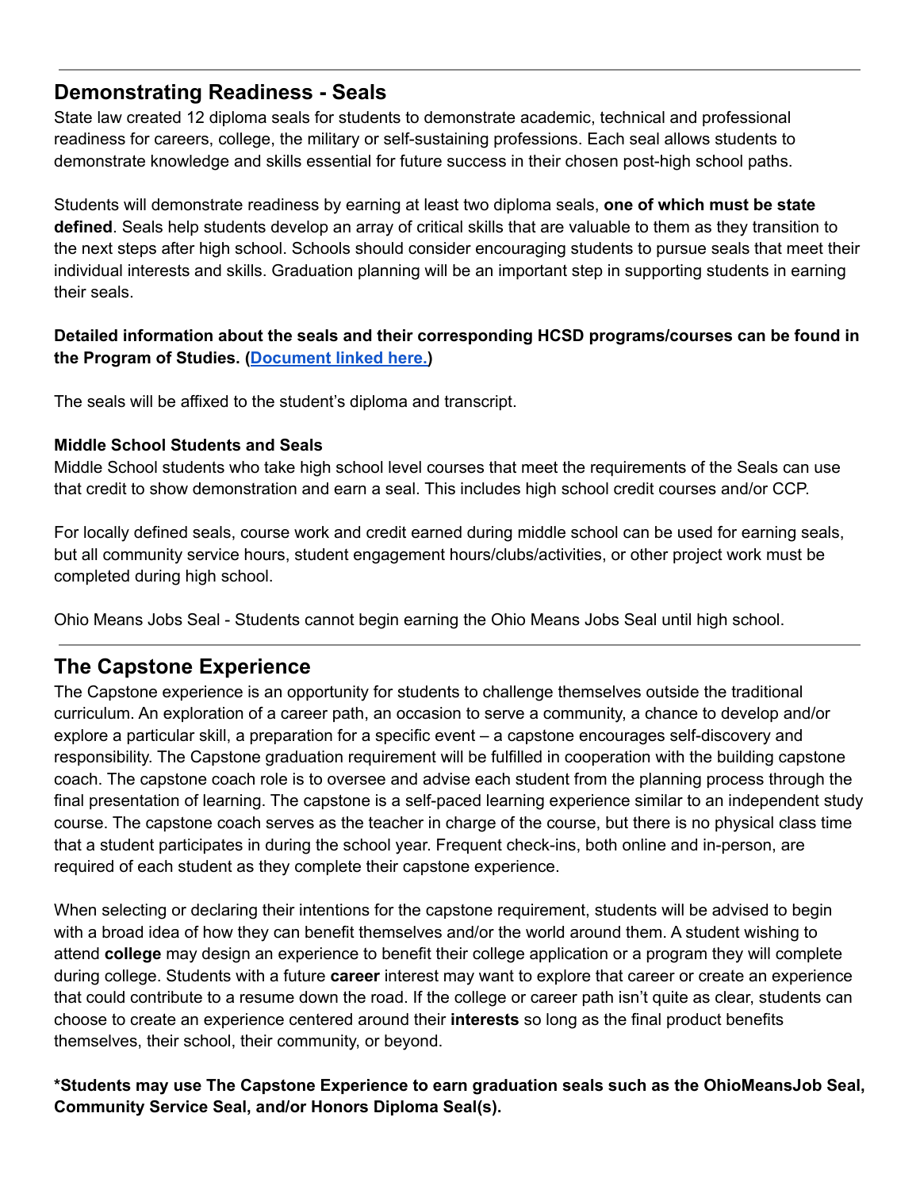---

## Demonstrating Readiness - Seals

State law created 12 diploma seals for students to demonstrate academic, technical and professional readiness for careers, college, the military or self-sustaining professions. Each seal allows students to demonstrate knowledge and skills essential for future success in their chosen post-high school paths.

Students will demonstrate readiness by earning at least two diploma seals, **one of which must be state defined**. Seals help students develop an array of critical skills that are valuable to them as they transition to the next steps after high school. Schools should consider encouraging students to pursue seals that meet their individual interests and skills. Graduation planning will be an important step in supporting students in earning their seals.

**Detailed information about the seals and their corresponding HCSD programs/courses can be found in the Program of Studies. (Document linked here.)**

The seals will be affixed to the student's diploma and transcript.

**Middle School Students and Seals**

Middle School students who take high school level courses that meet the requirements of the Seals can use that credit to show demonstration and earn a seal. This includes high school credit courses and/or CCP.

For locally defined seals, course work and credit earned during middle school can be used for earning seals, but all community service hours, student engagement hours/clubs/activities, or other project work must be completed during high school.

Ohio Means Jobs Seal - Students cannot begin earning the Ohio Means Jobs Seal until high school.

---

## The Capstone Experience

The Capstone experience is an opportunity for students to challenge themselves outside the traditional curriculum. An exploration of a career path, an occasion to serve a community, a chance to develop and/or explore a particular skill, a preparation for a specific event – a capstone encourages self-discovery and responsibility. The Capstone graduation requirement will be fulfilled in cooperation with the building capstone coach. The capstone coach role is to oversee and advise each student from the planning process through the final presentation of learning. The capstone is a self-paced learning experience similar to an independent study course. The capstone coach serves as the teacher in charge of the course, but there is no physical class time that a student participates in during the school year. Frequent check-ins, both online and in-person, are required of each student as they complete their capstone experience.

When selecting or declaring their intentions for the capstone requirement, students will be advised to begin with a broad idea of how they can benefit themselves and/or the world around them. A student wishing to attend **college** may design an experience to benefit their college application or a program they will complete during college. Students with a future **career** interest may want to explore that career or create an experience that could contribute to a resume down the road. If the college or career path isn't quite as clear, students can choose to create an experience centered around their **interests** so long as the final product benefits themselves, their school, their community, or beyond.

**\*Students may use The Capstone Experience to earn graduation seals such as the OhioMeansJob Seal, Community Service Seal, and/or Honors Diploma Seal(s).**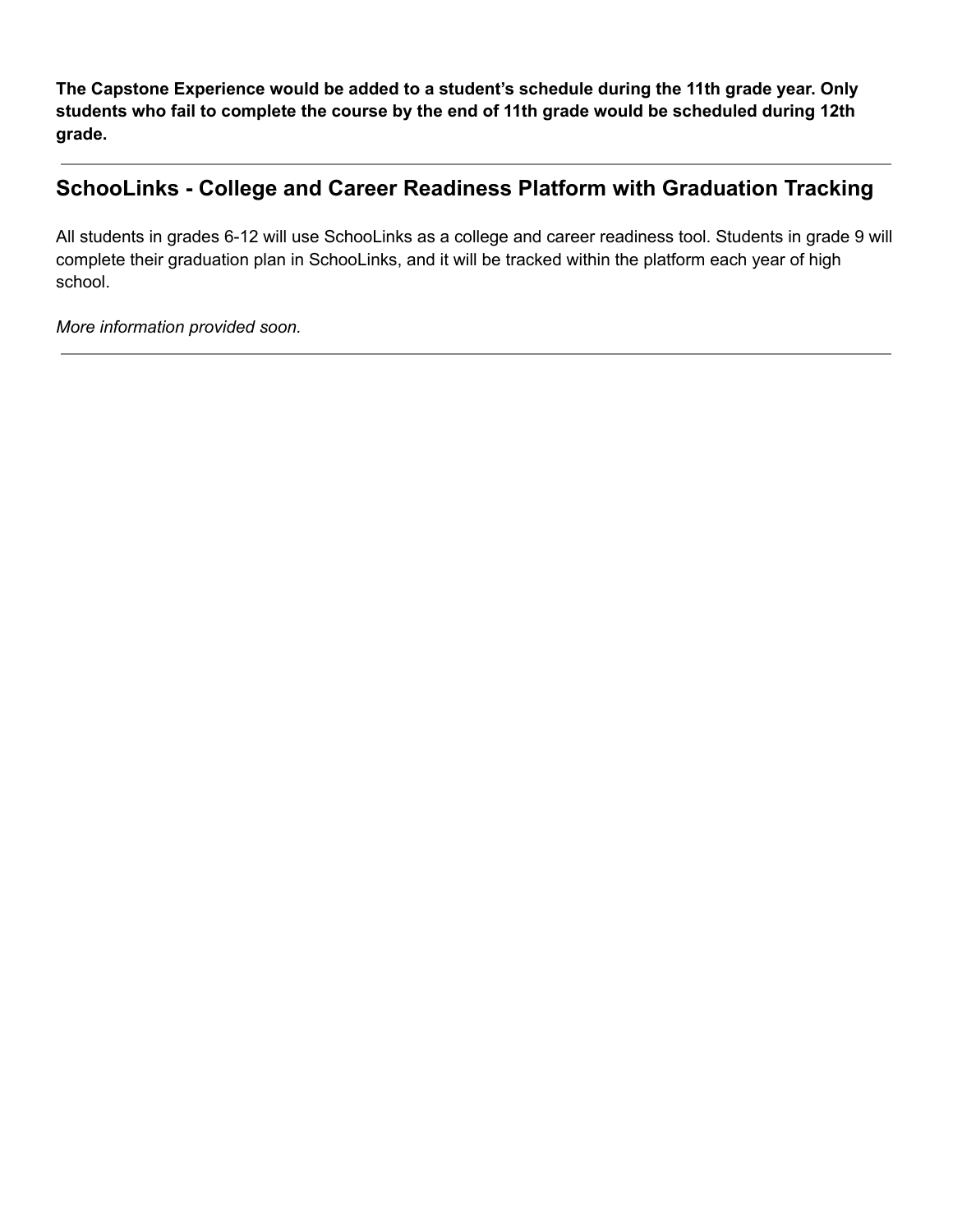**The Capstone Experience would be added to a student's schedule during the 11th grade year. Only students who fail to complete the course by the end of 11th grade would be scheduled during 12th grade.**

---

## SchooLinks - College and Career Readiness Platform with Graduation Tracking

All students in grades 6-12 will use SchooLinks as a college and career readiness tool. Students in grade 9 will complete their graduation plan in SchooLinks, and it will be tracked within the platform each year of high school.

*More information provided soon.*

---